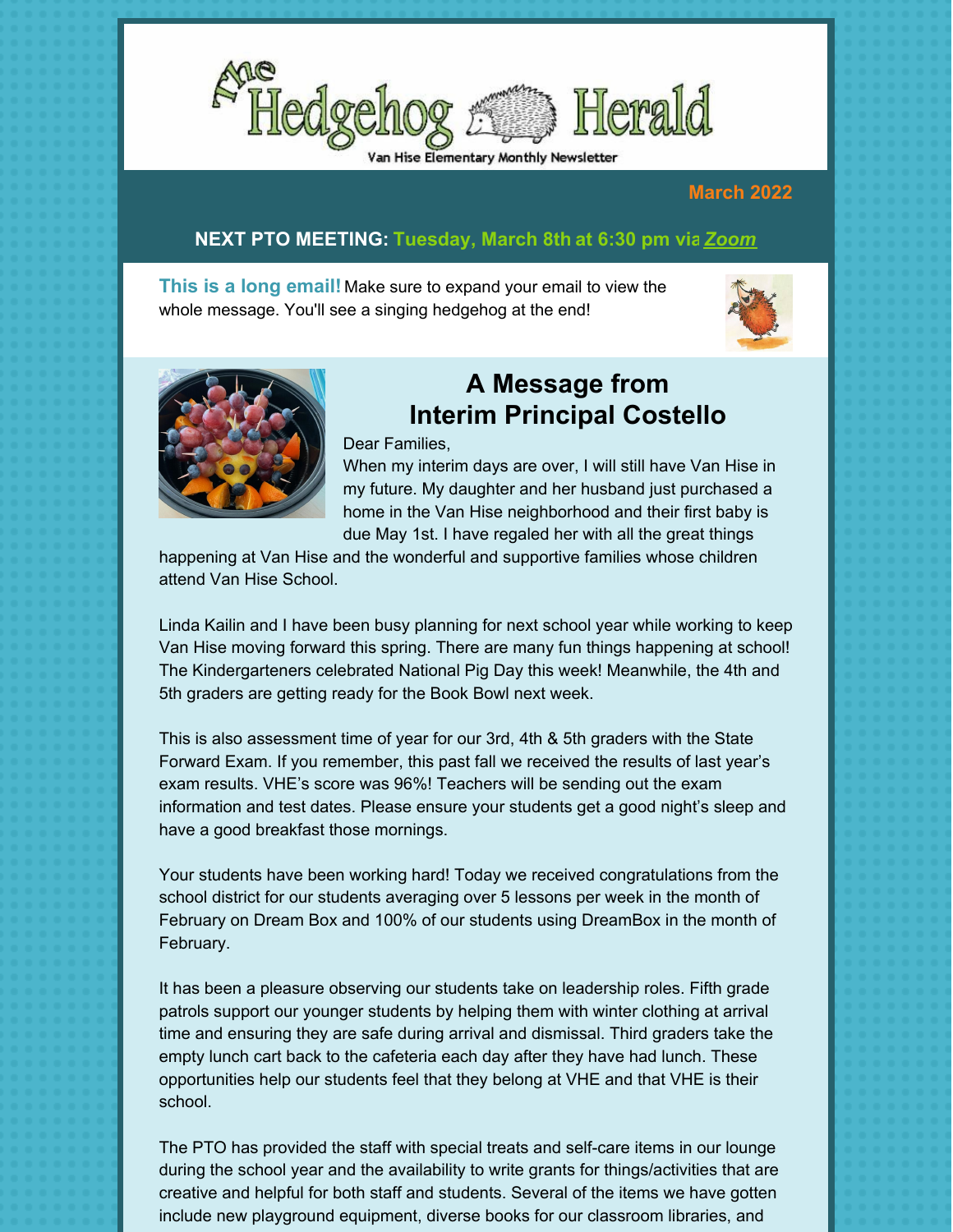# The Hedgehog Herald

Van Hise Elementary Monthly Newsletter

**March 2022**

**NEXT PTO MEETING: Tuesday, March 8th at 6:30 pm via *Zoom***

**This is a long email!** Make sure to expand your email to view the whole message. You'll see a singing hedgehog at the end!

## A Message from Interim Principal Costello

Dear Families,

When my interim days are over, I will still have Van Hise in my future. My daughter and her husband just purchased a home in the Van Hise neighborhood and their first baby is due May 1st. I have regaled her with all the great things happening at Van Hise and the wonderful and supportive families whose children attend Van Hise School.

Linda Kailin and I have been busy planning for next school year while working to keep Van Hise moving forward this spring. There are many fun things happening at school! The Kindergarteners celebrated National Pig Day this week! Meanwhile, the 4th and 5th graders are getting ready for the Book Bowl next week.

This is also assessment time of year for our 3rd, 4th & 5th graders with the State Forward Exam. If you remember, this past fall we received the results of last year's exam results. VHE's score was 96%! Teachers will be sending out the exam information and test dates. Please ensure your students get a good night's sleep and have a good breakfast those mornings.

Your students have been working hard! Today we received congratulations from the school district for our students averaging over 5 lessons per week in the month of February on Dream Box and 100% of our students using DreamBox in the month of February.

It has been a pleasure observing our students take on leadership roles. Fifth grade patrols support our younger students by helping them with winter clothing at arrival time and ensuring they are safe during arrival and dismissal. Third graders take the empty lunch cart back to the cafeteria each day after they have had lunch. These opportunities help our students feel that they belong at VHE and that VHE is their school.

The PTO has provided the staff with special treats and self-care items in our lounge during the school year and the availability to write grants for things/activities that are creative and helpful for both staff and students. Several of the items we have gotten include new playground equipment, diverse books for our classroom libraries, and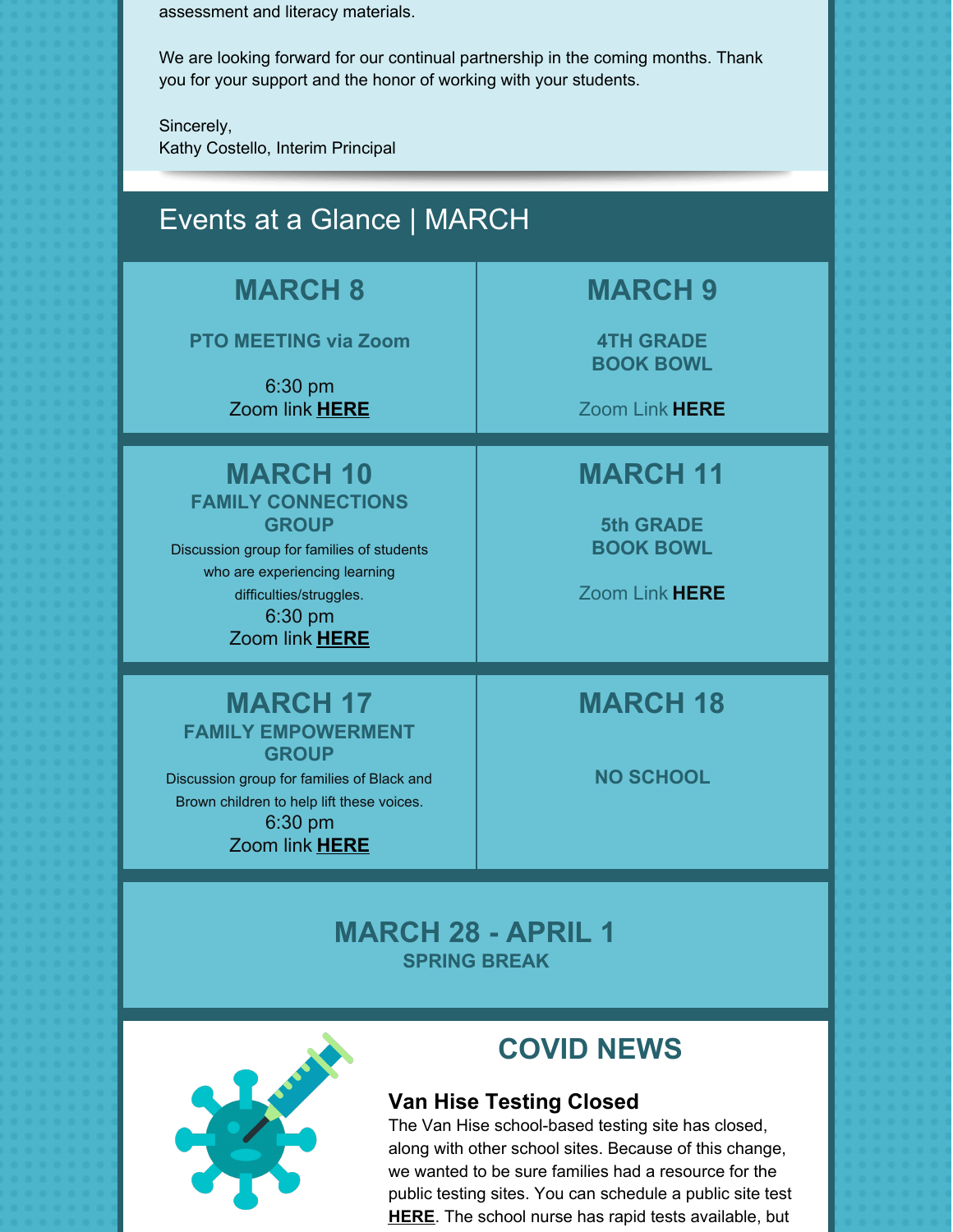assessment and literacy materials.

We are looking forward for our continual partnership in the coming months. Thank you for your support and the honor of working with your students.

Sincerely,
Kathy Costello, Interim Principal

## Events at a Glance | MARCH

### MARCH 8

**PTO MEETING via Zoom**

6:30 pm
Zoom link **HERE**

### MARCH 9

**4TH GRADE BOOK BOWL**

Zoom Link **HERE**

### MARCH 10

**FAMILY CONNECTIONS GROUP**

Discussion group for families of students who are experiencing learning difficulties/struggles.
6:30 pm
Zoom link **HERE**

### MARCH 11

**5th GRADE BOOK BOWL**

Zoom Link **HERE**

### MARCH 17

**FAMILY EMPOWERMENT GROUP**

Discussion group for families of Black and Brown children to help lift these voices.
6:30 pm
Zoom link **HERE**

### MARCH 18

**NO SCHOOL**

### MARCH 28 - APRIL 1

**SPRING BREAK**

## COVID NEWS

### Van Hise Testing Closed

The Van Hise school-based testing site has closed, along with other school sites. Because of this change, we wanted to be sure families had a resource for the public testing sites. You can schedule a public site test **HERE**. The school nurse has rapid tests available, but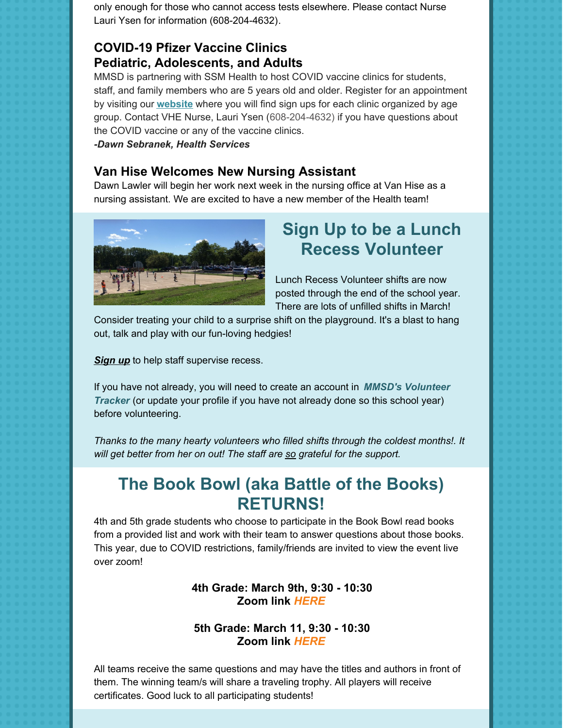only enough for those who cannot access tests elsewhere. Please contact Nurse Lauri Ysen for information (608-204-4632).

### COVID-19 Pfizer Vaccine Clinics
### Pediatric, Adolescents, and Adults

MMSD is partnering with SSM Health to host COVID vaccine clinics for students, staff, and family members who are 5 years old and older. Register for an appointment by visiting our **website** where you will find sign ups for each clinic organized by age group. Contact VHE Nurse, Lauri Ysen (608-204-4632) if you have questions about the COVID vaccine or any of the vaccine clinics.

***-Dawn Sebranek, Health Services***

### Van Hise Welcomes New Nursing Assistant

Dawn Lawler will begin her work next week in the nursing office at Van Hise as a nursing assistant. We are excited to have a new member of the Health team!

## Sign Up to be a Lunch Recess Volunteer

Lunch Recess Volunteer shifts are now posted through the end of the school year. There are lots of unfilled shifts in March! Consider treating your child to a surprise shift on the playground. It's a blast to hang out, talk and play with our fun-loving hedgies!

***Sign up*** to help staff supervise recess.

If you have not already, you will need to create an account in ***MMSD's Volunteer Tracker*** (or update your profile if you have not already done so this school year) before volunteering.

*Thanks to the many hearty volunteers who filled shifts through the coldest months!. It will get better from her on out! The staff are so grateful for the support.*

## The Book Bowl (aka Battle of the Books) RETURNS!

4th and 5th grade students who choose to participate in the Book Bowl read books from a provided list and work with their team to answer questions about those books. This year, due to COVID restrictions, family/friends are invited to view the event live over zoom!

**4th Grade: March 9th, 9:30 - 10:30**
**Zoom link *HERE***

**5th Grade: March 11, 9:30 - 10:30**
**Zoom link *HERE***

All teams receive the same questions and may have the titles and authors in front of them. The winning team/s will share a traveling trophy. All players will receive certificates. Good luck to all participating students!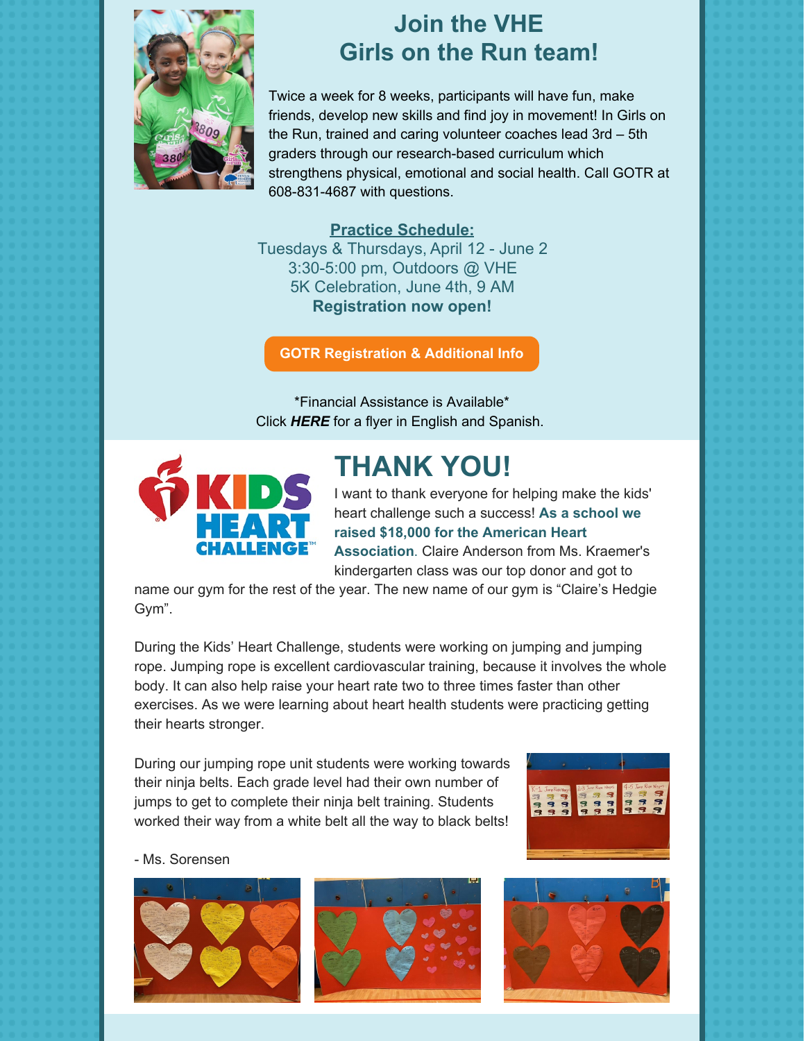# Join the VHE Girls on the Run team!

Twice a week for 8 weeks, participants will have fun, make friends, develop new skills and find joy in movement! In Girls on the Run, trained and caring volunteer coaches lead 3rd – 5th graders through our research-based curriculum which strengthens physical, emotional and social health. Call GOTR at 608-831-4687 with questions.

**Practice Schedule:**
Tuesdays & Thursdays, April 12 - June 2
3:30-5:00 pm, Outdoors @ VHE
5K Celebration, June 4th, 9 AM
**Registration now open!**

**GOTR Registration & Additional Info**

*Financial Assistance is Available*
Click ***HERE*** for a flyer in English and Spanish.

# THANK YOU!

I want to thank everyone for helping make the kids' heart challenge such a success! **As a school we raised $18,000 for the American Heart Association**. Claire Anderson from Ms. Kraemer's kindergarten class was our top donor and got to name our gym for the rest of the year. The new name of our gym is "Claire's Hedgie Gym".

During the Kids' Heart Challenge, students were working on jumping and jumping rope. Jumping rope is excellent cardiovascular training, because it involves the whole body. It can also help raise your heart rate two to three times faster than other exercises. As we were learning about heart health students were practicing getting their hearts stronger.

During our jumping rope unit students were working towards their ninja belts. Each grade level had their own number of jumps to get to complete their ninja belt training. Students worked their way from a white belt all the way to black belts!

- Ms. Sorensen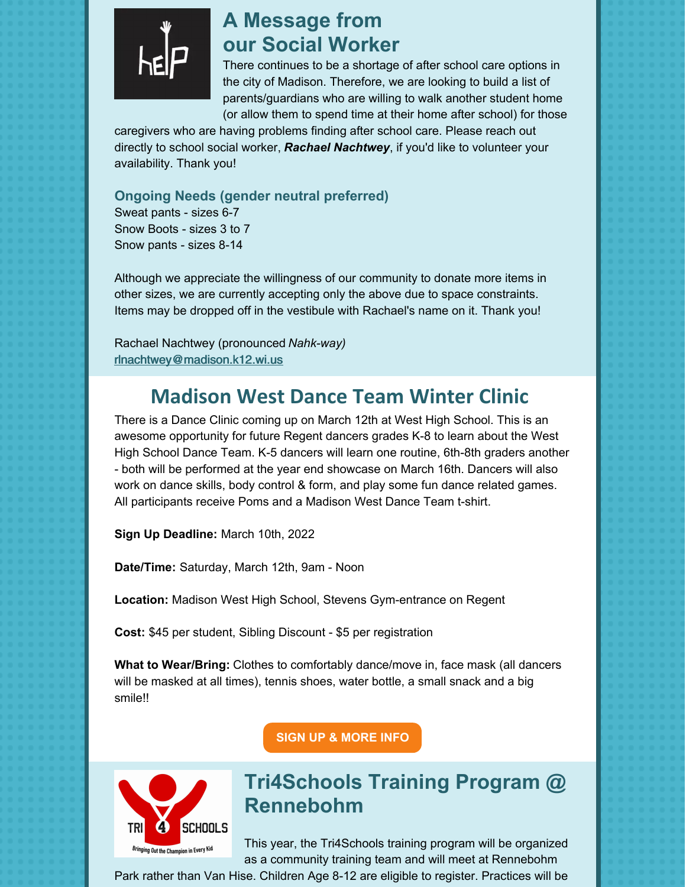## A Message from our Social Worker

There continues to be a shortage of after school care options in the city of Madison. Therefore, we are looking to build a list of parents/guardians who are willing to walk another student home (or allow them to spend time at their home after school) for those caregivers who are having problems finding after school care. Please reach out directly to school social worker, ***Rachael Nachtwey***, if you'd like to volunteer your availability. Thank you!

### Ongoing Needs (gender neutral preferred)

Sweat pants - sizes 6-7
Snow Boots - sizes 3 to 7
Snow pants - sizes 8-14

Although we appreciate the willingness of our community to donate more items in other sizes, we are currently accepting only the above due to space constraints. Items may be dropped off in the vestibule with Rachael's name on it. Thank you!

Rachael Nachtwey (pronounced *Nahk-way)*
rlnachtwey@madison.k12.wi.us

## Madison West Dance Team Winter Clinic

There is a Dance Clinic coming up on March 12th at West High School. This is an awesome opportunity for future Regent dancers grades K-8 to learn about the West High School Dance Team. K-5 dancers will learn one routine, 6th-8th graders another - both will be performed at the year end showcase on March 16th. Dancers will also work on dance skills, body control & form, and play some fun dance related games. All participants receive Poms and a Madison West Dance Team t-shirt.

**Sign Up Deadline:** March 10th, 2022

**Date/Time:** Saturday, March 12th, 9am - Noon

**Location:** Madison West High School, Stevens Gym-entrance on Regent

**Cost:** $45 per student, Sibling Discount - $5 per registration

**What to Wear/Bring:** Clothes to comfortably dance/move in, face mask (all dancers will be masked at all times), tennis shoes, water bottle, a small snack and a big smile!!

**SIGN UP & MORE INFO**

## Tri4Schools Training Program @ Rennebohm

This year, the Tri4Schools training program will be organized as a community training team and will meet at Rennebohm Park rather than Van Hise. Children Age 8-12 are eligible to register. Practices will be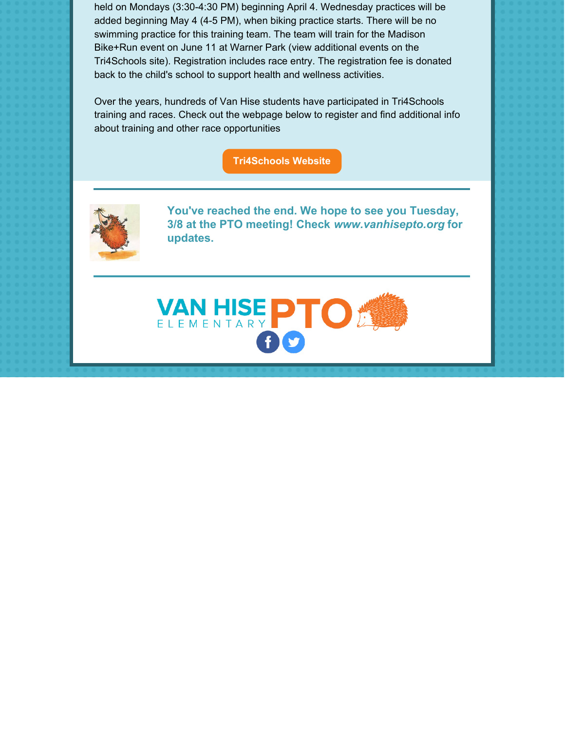held on Mondays (3:30-4:30 PM) beginning April 4. Wednesday practices will be added beginning May 4 (4-5 PM), when biking practice starts. There will be no swimming practice for this training team. The team will train for the Madison Bike+Run event on June 11 at Warner Park (view additional events on the Tri4Schools site). Registration includes race entry. The registration fee is donated back to the child's school to support health and wellness activities.

Over the years, hundreds of Van Hise students have participated in Tri4Schools training and races. Check out the webpage below to register and find additional info about training and other race opportunities

**Tri4Schools Website**

---

**You've reached the end. We hope to see you Tuesday, 3/8 at the PTO meeting! Check *www.vanhisepto.org* for updates.**

---

VAN HISE ELEMENTARY PTO